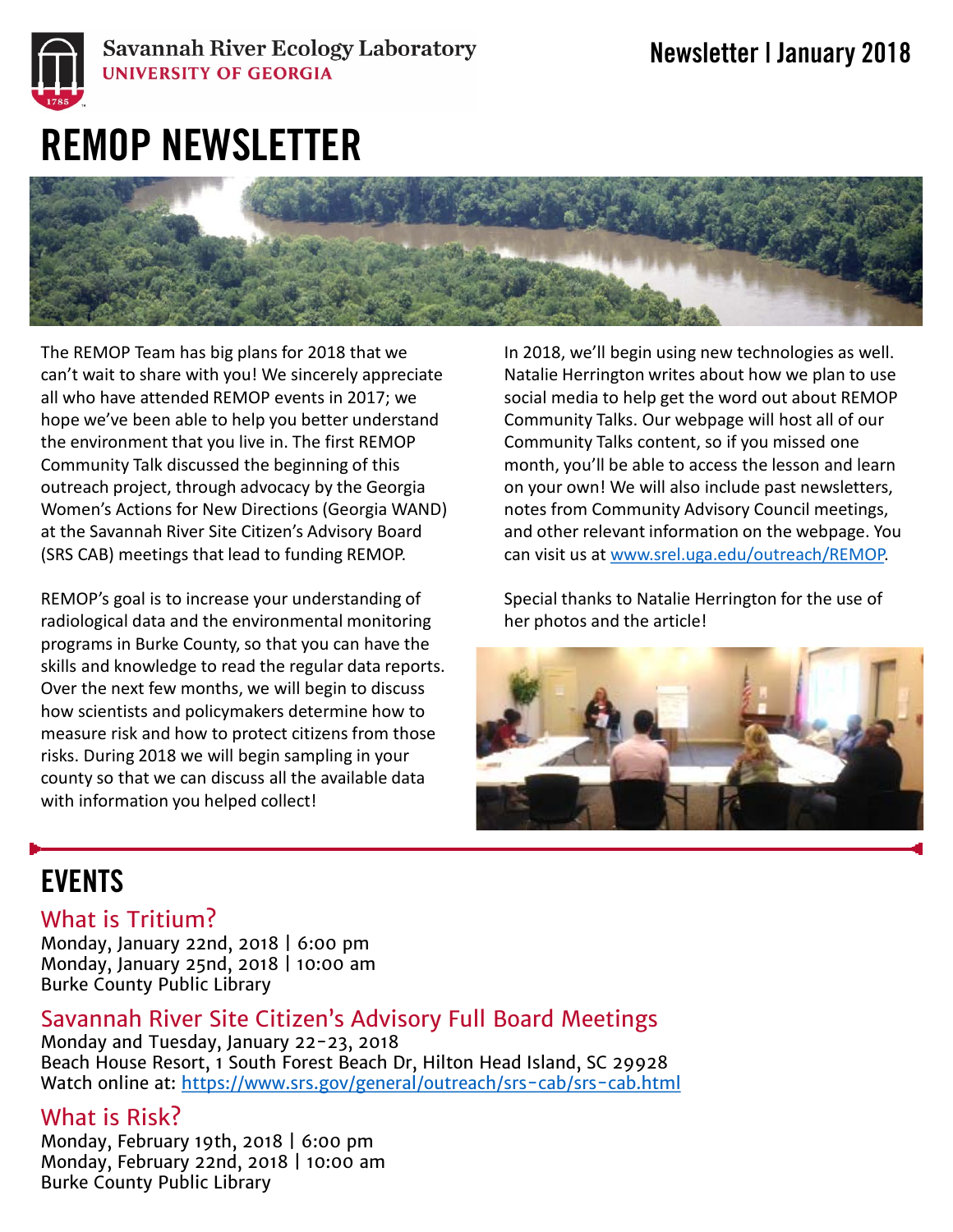Savannah River Ecology Laboratory
UNIVERSITY OF GEORGIA

Newsletter | January 2018

# REMOP NEWSLETTER

The REMOP Team has big plans for 2018 that we can't wait to share with you! We sincerely appreciate all who have attended REMOP events in 2017; we hope we've been able to help you better understand the environment that you live in. The first REMOP Community Talk discussed the beginning of this outreach project, through advocacy by the Georgia Women's Actions for New Directions (Georgia WAND) at the Savannah River Site Citizen's Advisory Board (SRS CAB) meetings that lead to funding REMOP.

REMOP's goal is to increase your understanding of radiological data and the environmental monitoring programs in Burke County, so that you can have the skills and knowledge to read the regular data reports. Over the next few months, we will begin to discuss how scientists and policymakers determine how to measure risk and how to protect citizens from those risks. During 2018 we will begin sampling in your county so that we can discuss all the available data with information you helped collect!

In 2018, we'll begin using new technologies as well. Natalie Herrington writes about how we plan to use social media to help get the word out about REMOP Community Talks. Our webpage will host all of our Community Talks content, so if you missed one month, you'll be able to access the lesson and learn on your own! We will also include past newsletters, notes from Community Advisory Council meetings, and other relevant information on the webpage. You can visit us at www.srel.uga.edu/outreach/REMOP.

Special thanks to Natalie Herrington for the use of her photos and the article!

## EVENTS

### What is Tritium?

Monday, January 22nd, 2018 | 6:00 pm
Monday, January 25nd, 2018 | 10:00 am
Burke County Public Library

### Savannah River Site Citizen's Advisory Full Board Meetings

Monday and Tuesday, January 22-23, 2018
Beach House Resort, 1 South Forest Beach Dr, Hilton Head Island, SC 29928
Watch online at: https://www.srs.gov/general/outreach/srs-cab/srs-cab.html

### What is Risk?

Monday, February 19th, 2018 | 6:00 pm
Monday, February 22nd, 2018 | 10:00 am
Burke County Public Library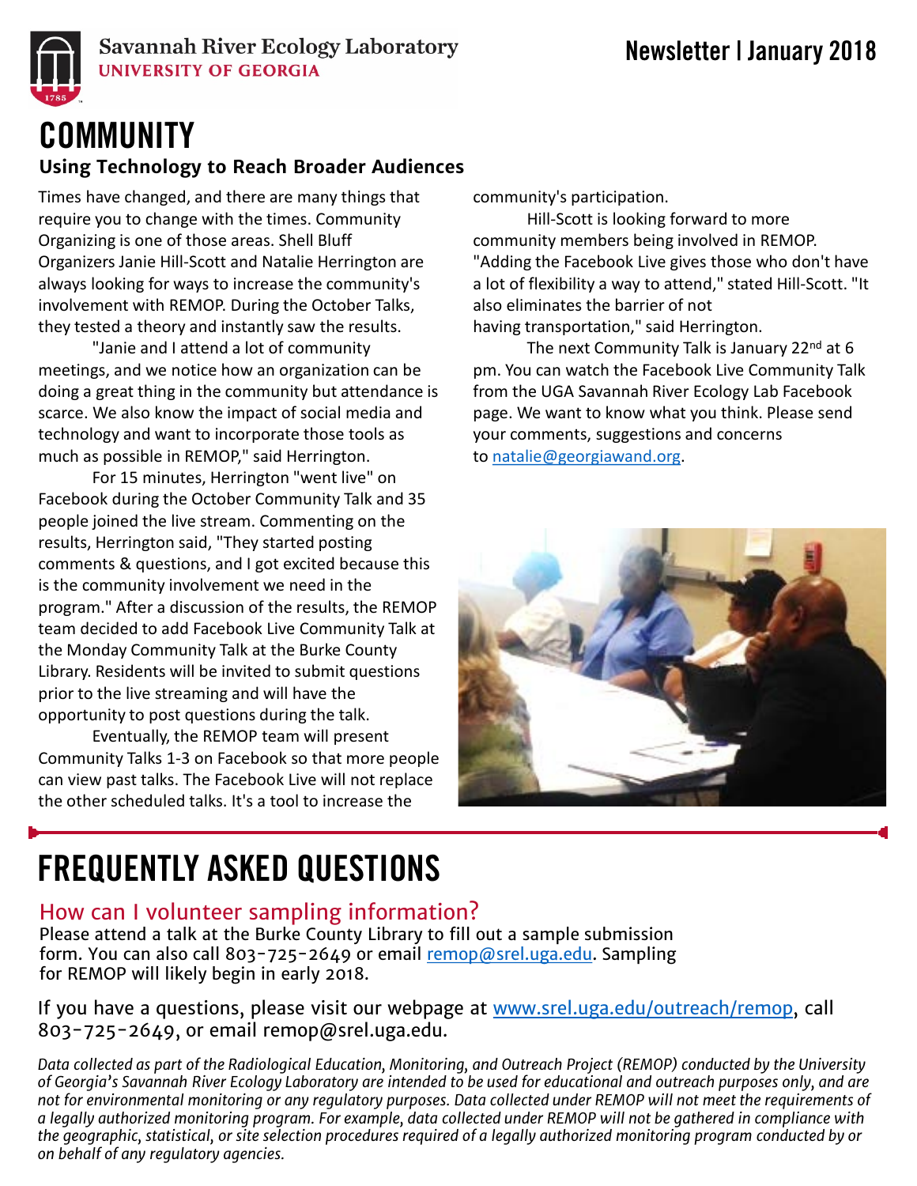# COMMUNITY

### Using Technology to Reach Broader Audiences

Times have changed, and there are many things that require you to change with the times. Community Organizing is one of those areas. Shell Bluff Organizers Janie Hill-Scott and Natalie Herrington are always looking for ways to increase the community's involvement with REMOP. During the October Talks, they tested a theory and instantly saw the results.

"Janie and I attend a lot of community meetings, and we notice how an organization can be doing a great thing in the community but attendance is scarce. We also know the impact of social media and technology and want to incorporate those tools as much as possible in REMOP," said Herrington.

For 15 minutes, Herrington "went live" on Facebook during the October Community Talk and 35 people joined the live stream. Commenting on the results, Herrington said, "They started posting comments & questions, and I got excited because this is the community involvement we need in the program." After a discussion of the results, the REMOP team decided to add Facebook Live Community Talk at the Monday Community Talk at the Burke County Library. Residents will be invited to submit questions prior to the live streaming and will have the opportunity to post questions during the talk.

Eventually, the REMOP team will present Community Talks 1-3 on Facebook so that more people can view past talks. The Facebook Live will not replace the other scheduled talks. It's a tool to increase the community's participation.

Hill-Scott is looking forward to more community members being involved in REMOP. "Adding the Facebook Live gives those who don't have a lot of flexibility a way to attend," stated Hill-Scott. "It also eliminates the barrier of not having transportation," said Herrington.

The next Community Talk is January 22nd at 6 pm. You can watch the Facebook Live Community Talk from the UGA Savannah River Ecology Lab Facebook page. We want to know what you think. Please send your comments, suggestions and concerns to natalie@georgiawand.org.

# FREQUENTLY ASKED QUESTIONS

### How can I volunteer sampling information?

Please attend a talk at the Burke County Library to fill out a sample submission form. You can also call 803-725-2649 or email remop@srel.uga.edu. Sampling for REMOP will likely begin in early 2018.

If you have a questions, please visit our webpage at www.srel.uga.edu/outreach/remop, call 803-725-2649, or email remop@srel.uga.edu.

*Data collected as part of the Radiological Education, Monitoring, and Outreach Project (REMOP) conducted by the University of Georgia's Savannah River Ecology Laboratory are intended to be used for educational and outreach purposes only, and are not for environmental monitoring or any regulatory purposes. Data collected under REMOP will not meet the requirements of a legally authorized monitoring program. For example, data collected under REMOP will not be gathered in compliance with the geographic, statistical, or site selection procedures required of a legally authorized monitoring program conducted by or on behalf of any regulatory agencies.*